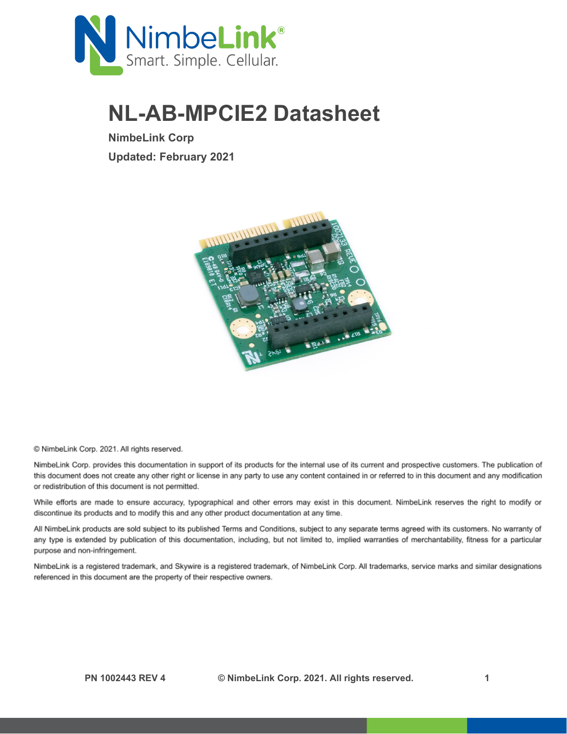# NL-AB-MPCIE2 Datasheet

**NimbeLink Corp**

**Updated: February 2021**

© NimbeLink Corp. 2021. All rights reserved.

NimbeLink Corp. provides this documentation in support of its products for the internal use of its current and prospective customers. The publication of this document does not create any other right or license in any party to use any content contained in or referred to in this document and any modification or redistribution of this document is not permitted.

While efforts are made to ensure accuracy, typographical and other errors may exist in this document. NimbeLink reserves the right to modify or discontinue its products and to modify this and any other product documentation at any time.

All NimbeLink products are sold subject to its published Terms and Conditions, subject to any separate terms agreed with its customers. No warranty of any type is extended by publication of this documentation, including, but not limited to, implied warranties of merchantability, fitness for a particular purpose and non-infringement.

NimbeLink is a registered trademark, and Skywire is a registered trademark, of NimbeLink Corp. All trademarks, service marks and similar designations referenced in this document are the property of their respective owners.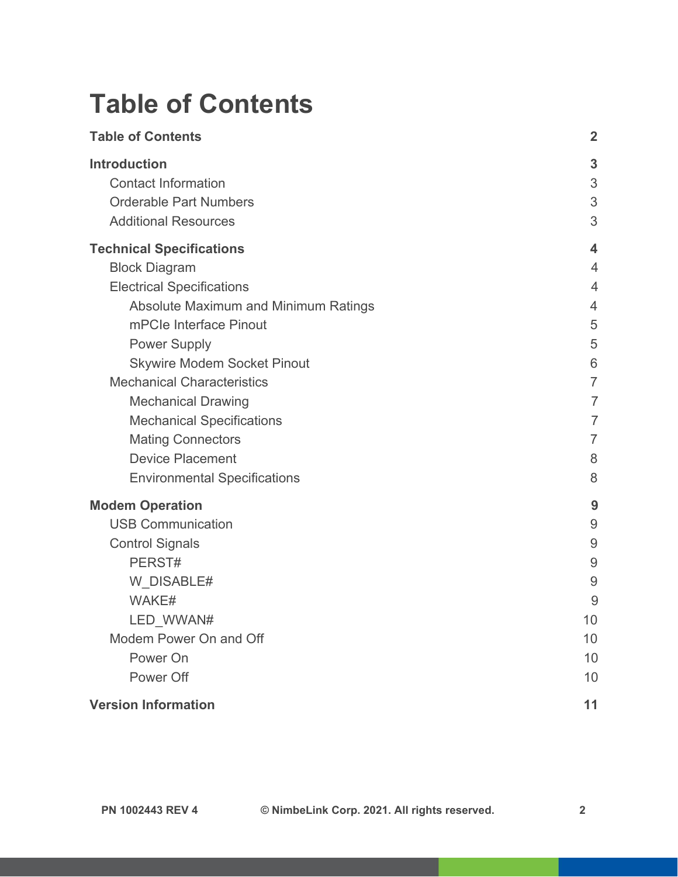# Table of Contents

**Table of Contents** **2**

**Introduction** **3**
- Contact Information 3
- Orderable Part Numbers 3
- Additional Resources 3

**Technical Specifications** **4**
- Block Diagram 4
- Electrical Specifications 4
  - Absolute Maximum and Minimum Ratings 4
  - mPCIe Interface Pinout 5
  - Power Supply 5
  - Skywire Modem Socket Pinout 6
- Mechanical Characteristics 7
  - Mechanical Drawing 7
  - Mechanical Specifications 7
  - Mating Connectors 7
  - Device Placement 8
  - Environmental Specifications 8

**Modem Operation** **9**
- USB Communication 9
- Control Signals 9
  - PERST# 9
  - W_DISABLE# 9
  - WAKE# 9
  - LED_WWAN# 10
- Modem Power On and Off 10
  - Power On 10
  - Power Off 10

**Version Information** **11**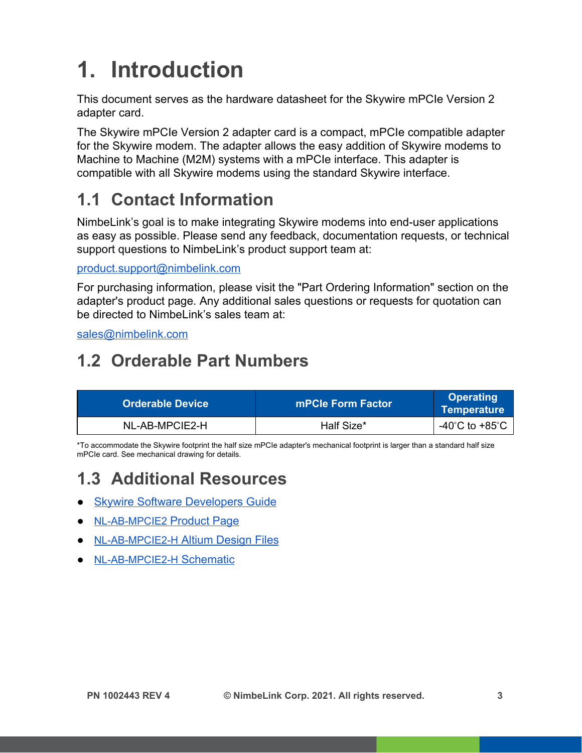# 1. Introduction

This document serves as the hardware datasheet for the Skywire mPCIe Version 2 adapter card.

The Skywire mPCIe Version 2 adapter card is a compact, mPCIe compatible adapter for the Skywire modem. The adapter allows the easy addition of Skywire modems to Machine to Machine (M2M) systems with a mPCIe interface. This adapter is compatible with all Skywire modems using the standard Skywire interface.

## 1.1 Contact Information

NimbeLink's goal is to make integrating Skywire modems into end-user applications as easy as possible. Please send any feedback, documentation requests, or technical support questions to NimbeLink's product support team at:

[product.support@nimbelink.com](mailto:product.support@nimbelink.com)

For purchasing information, please visit the "Part Ordering Information" section on the adapter's product page. Any additional sales questions or requests for quotation can be directed to NimbeLink's sales team at:

[sales@nimbelink.com](mailto:sales@nimbelink.com)

## 1.2 Orderable Part Numbers

| Orderable Device | mPCIe Form Factor | Operating Temperature |
|---|---|---|
| NL-AB-MPCIE2-H | Half Size* | -40˚C to +85˚C |

*To accommodate the Skywire footprint the half size mPCIe adapter's mechanical footprint is larger than a standard half size mPCIe card. See mechanical drawing for details.

## 1.3 Additional Resources

- Skywire Software Developers Guide
- NL-AB-MPCIE2 Product Page
- NL-AB-MPCIE2-H Altium Design Files
- NL-AB-MPCIE2-H Schematic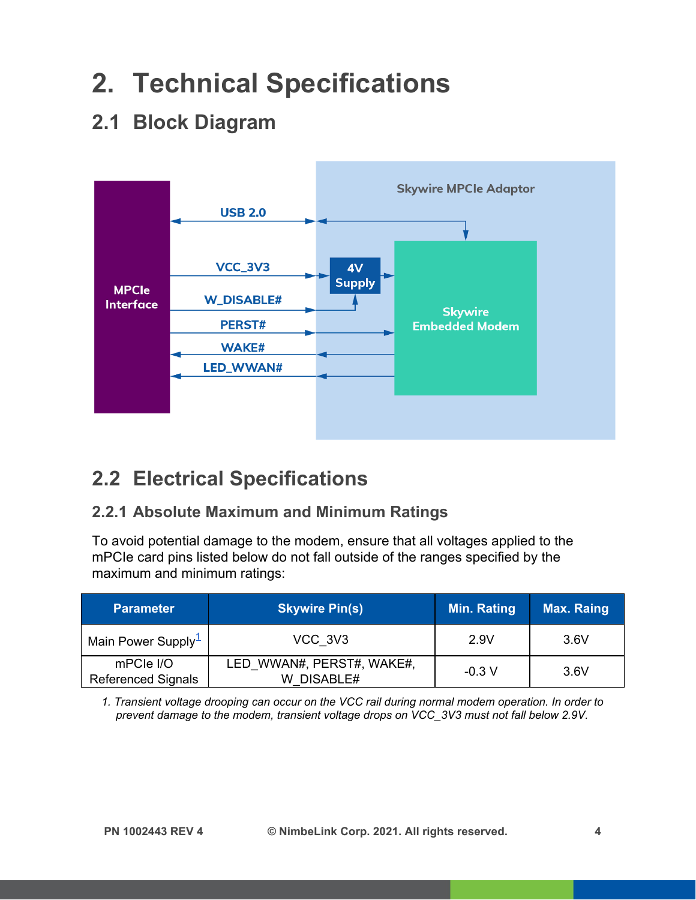# 2. Technical Specifications

## 2.1 Block Diagram

## 2.2 Electrical Specifications

### 2.2.1 Absolute Maximum and Minimum Ratings

To avoid potential damage to the modem, ensure that all voltages applied to the mPCIe card pins listed below do not fall outside of the ranges specified by the maximum and minimum ratings:

| Parameter | Skywire Pin(s) | Min. Rating | Max. Raing |
|---|---|---|---|
| Main Power Supply[1] | VCC_3V3 | 2.9V | 3.6V |
| mPCIe I/O Referenced Signals | LED_WWAN#, PERST#, WAKE#, W_DISABLE# | -0.3 V | 3.6V |

*1. Transient voltage drooping can occur on the VCC rail during normal modem operation. In order to prevent damage to the modem, transient voltage drops on VCC_3V3 must not fall below 2.9V.*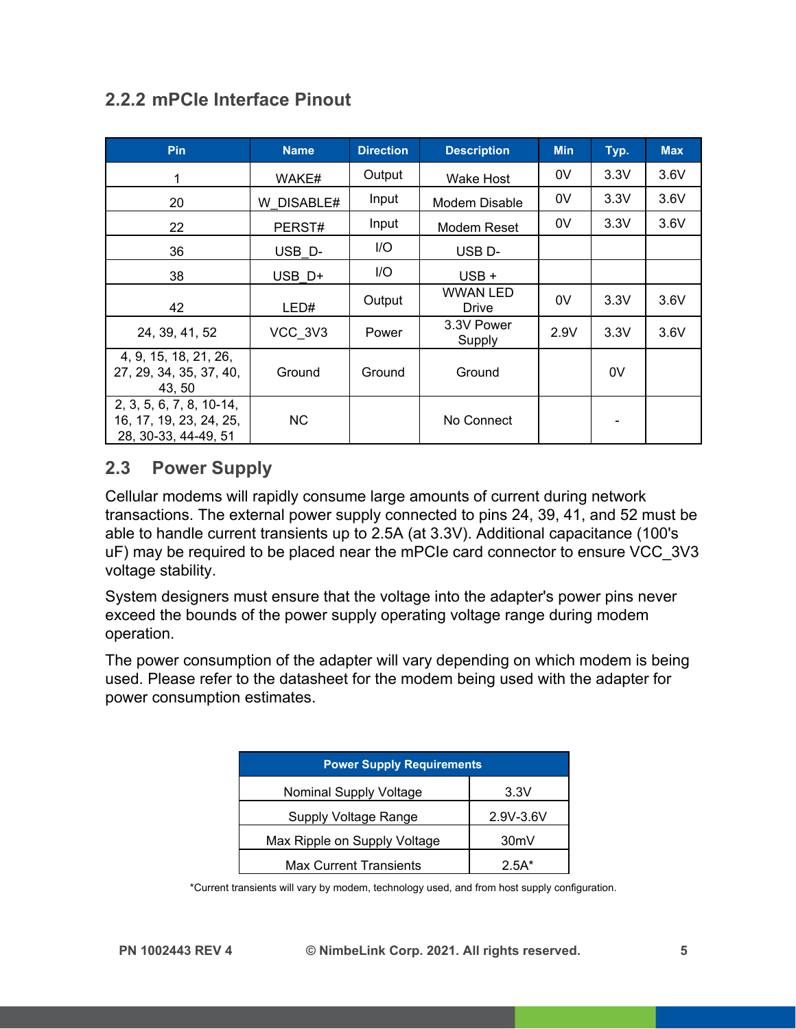### 2.2.2 mPCIe Interface Pinout

| Pin | Name | Direction | Description | Min | Typ. | Max |
|---|---|---|---|---|---|---|
| 1 | WAKE# | Output | Wake Host | 0V | 3.3V | 3.6V |
| 20 | W_DISABLE# | Input | Modem Disable | 0V | 3.3V | 3.6V |
| 22 | PERST# | Input | Modem Reset | 0V | 3.3V | 3.6V |
| 36 | USB_D- | I/O | USB D- | | | |
| 38 | USB_D+ | I/O | USB + | | | |
| 42 | LED# | Output | WWAN LED Drive | 0V | 3.3V | 3.6V |
| 24, 39, 41, 52 | VCC_3V3 | Power | 3.3V Power Supply | 2.9V | 3.3V | 3.6V |
| 4, 9, 15, 18, 21, 26, 27, 29, 34, 35, 37, 40, 43, 50 | Ground | Ground | Ground | | 0V | |
| 2, 3, 5, 6, 7, 8, 10-14, 16, 17, 19, 23, 24, 25, 28, 30-33, 44-49, 51 | NC | | No Connect | | - | |

## 2.3 Power Supply

Cellular modems will rapidly consume large amounts of current during network transactions. The external power supply connected to pins 24, 39, 41, and 52 must be able to handle current transients up to 2.5A (at 3.3V). Additional capacitance (100's uF) may be required to be placed near the mPCIe card connector to ensure VCC_3V3 voltage stability.

System designers must ensure that the voltage into the adapter's power pins never exceed the bounds of the power supply operating voltage range during modem operation.

The power consumption of the adapter will vary depending on which modem is being used. Please refer to the datasheet for the modem being used with the adapter for power consumption estimates.

| Power Supply Requirements | |
|---|---|
| Nominal Supply Voltage | 3.3V |
| Supply Voltage Range | 2.9V-3.6V |
| Max Ripple on Supply Voltage | 30mV |
| Max Current Transients | 2.5A* |

*Current transients will vary by modem, technology used, and from host supply configuration.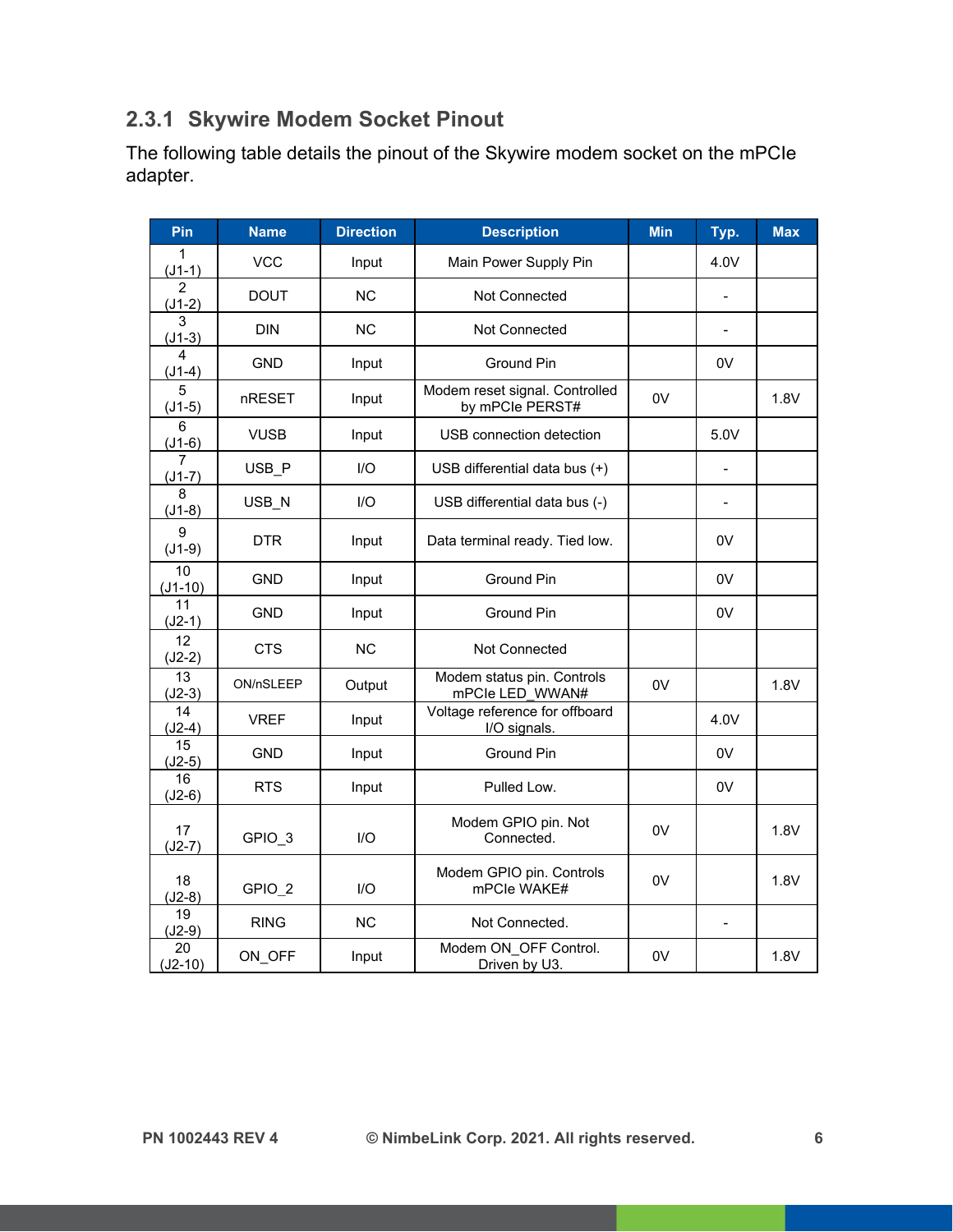### 2.3.1 Skywire Modem Socket Pinout

The following table details the pinout of the Skywire modem socket on the mPCIe adapter.

| Pin | Name | Direction | Description | Min | Typ. | Max |
|---|---|---|---|---|---|---|
| 1 (J1-1) | VCC | Input | Main Power Supply Pin | | 4.0V | |
| 2 (J1-2) | DOUT | NC | Not Connected | | - | |
| 3 (J1-3) | DIN | NC | Not Connected | | - | |
| 4 (J1-4) | GND | Input | Ground Pin | | 0V | |
| 5 (J1-5) | nRESET | Input | Modem reset signal. Controlled by mPCIe PERST# | 0V | | 1.8V |
| 6 (J1-6) | VUSB | Input | USB connection detection | | 5.0V | |
| 7 (J1-7) | USB_P | I/O | USB differential data bus (+) | | - | |
| 8 (J1-8) | USB_N | I/O | USB differential data bus (-) | | - | |
| 9 (J1-9) | DTR | Input | Data terminal ready. Tied low. | | 0V | |
| 10 (J1-10) | GND | Input | Ground Pin | | 0V | |
| 11 (J2-1) | GND | Input | Ground Pin | | 0V | |
| 12 (J2-2) | CTS | NC | Not Connected | | | |
| 13 (J2-3) | ON/nSLEEP | Output | Modem status pin. Controls mPCIe LED_WWAN# | 0V | | 1.8V |
| 14 (J2-4) | VREF | Input | Voltage reference for offboard I/O signals. | | 4.0V | |
| 15 (J2-5) | GND | Input | Ground Pin | | 0V | |
| 16 (J2-6) | RTS | Input | Pulled Low. | | 0V | |
| 17 (J2-7) | GPIO_3 | I/O | Modem GPIO pin. Not Connected. | 0V | | 1.8V |
| 18 (J2-8) | GPIO_2 | I/O | Modem GPIO pin. Controls mPCIe WAKE# | 0V | | 1.8V |
| 19 (J2-9) | RING | NC | Not Connected. | | - | |
| 20 (J2-10) | ON_OFF | Input | Modem ON_OFF Control. Driven by U3. | 0V | | 1.8V |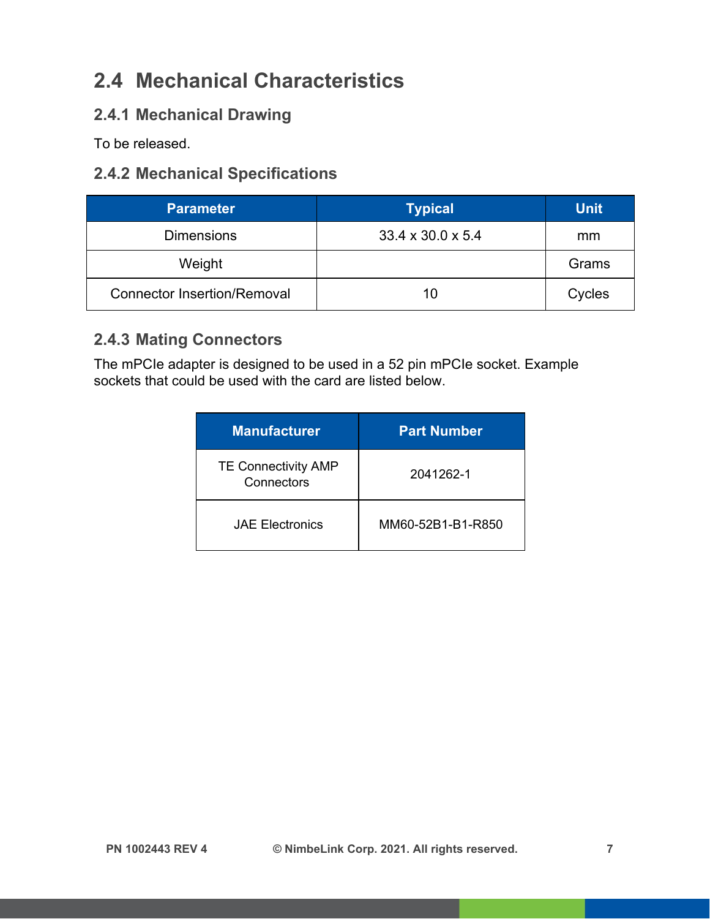## 2.4 Mechanical Characteristics

### 2.4.1 Mechanical Drawing

To be released.

### 2.4.2 Mechanical Specifications

| Parameter | Typical | Unit |
|---|---|---|
| Dimensions | 33.4 x 30.0 x 5.4 | mm |
| Weight | | Grams |
| Connector Insertion/Removal | 10 | Cycles |

### 2.4.3 Mating Connectors

The mPCIe adapter is designed to be used in a 52 pin mPCIe socket. Example sockets that could be used with the card are listed below.

| Manufacturer | Part Number |
|---|---|
| TE Connectivity AMP Connectors | 2041262-1 |
| JAE Electronics | MM60-52B1-B1-R850 |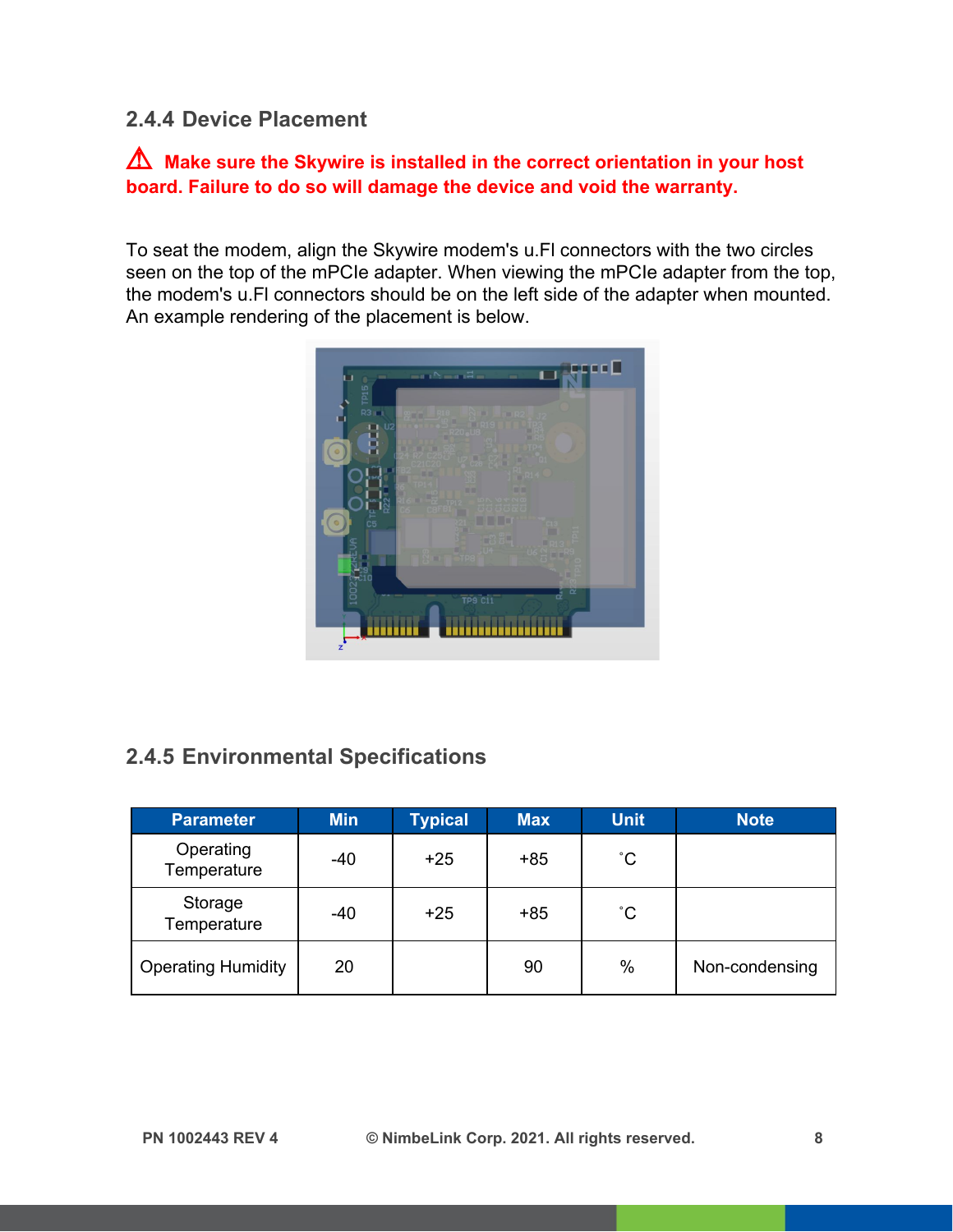### 2.4.4 Device Placement

**⚠ Make sure the Skywire is installed in the correct orientation in your host board. Failure to do so will damage the device and void the warranty.**

To seat the modem, align the Skywire modem's u.Fl connectors with the two circles seen on the top of the mPCIe adapter. When viewing the mPCIe adapter from the top, the modem's u.Fl connectors should be on the left side of the adapter when mounted. An example rendering of the placement is below.

### 2.4.5 Environmental Specifications

| Parameter | Min | Typical | Max | Unit | Note |
|---|---|---|---|---|---|
| Operating Temperature | -40 | +25 | +85 | ˚C | |
| Storage Temperature | -40 | +25 | +85 | ˚C | |
| Operating Humidity | 20 | | 90 | % | Non-condensing |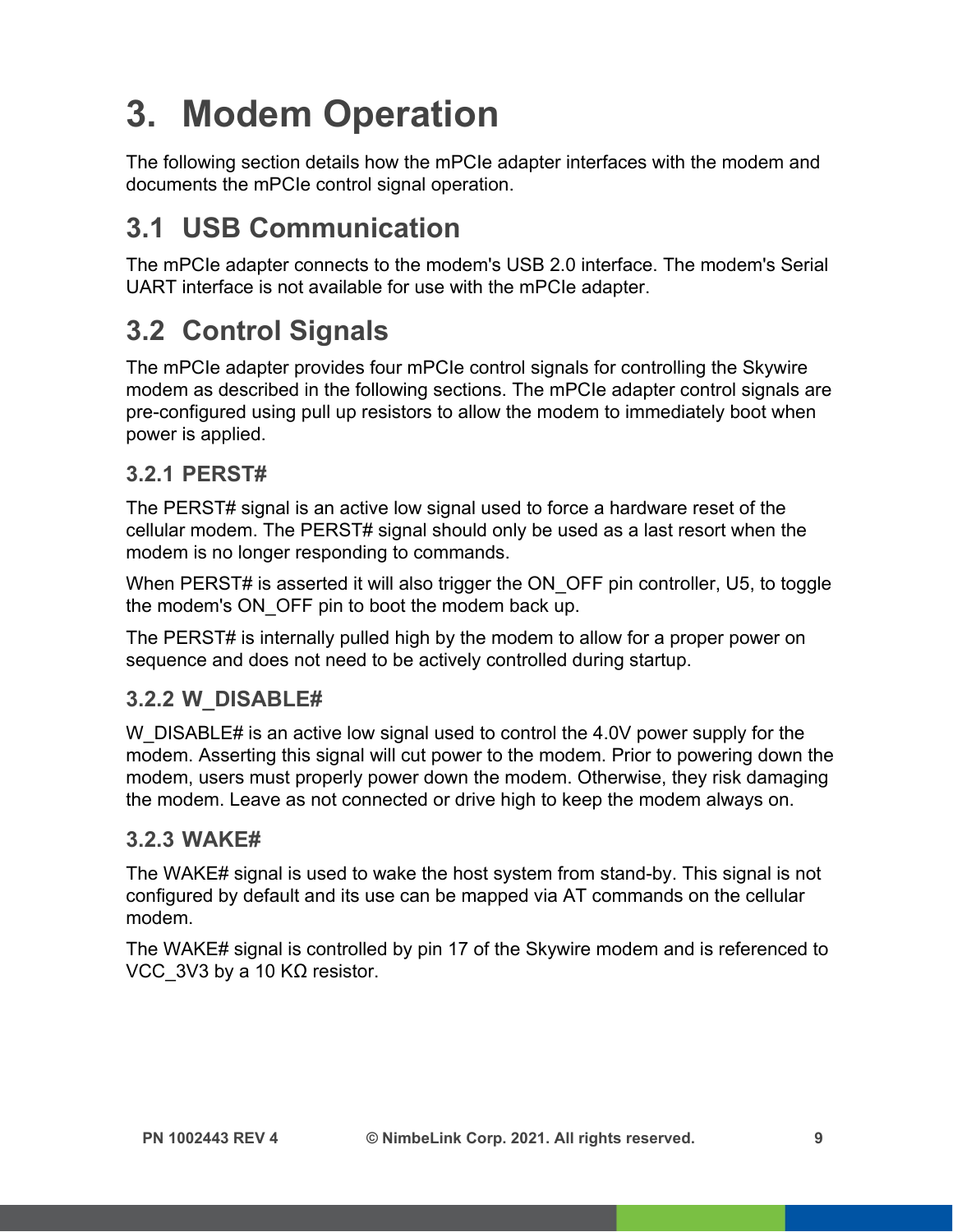# 3. Modem Operation

The following section details how the mPCIe adapter interfaces with the modem and documents the mPCIe control signal operation.

## 3.1 USB Communication

The mPCIe adapter connects to the modem's USB 2.0 interface. The modem's Serial UART interface is not available for use with the mPCIe adapter.

## 3.2 Control Signals

The mPCIe adapter provides four mPCIe control signals for controlling the Skywire modem as described in the following sections. The mPCIe adapter control signals are pre-configured using pull up resistors to allow the modem to immediately boot when power is applied.

### 3.2.1 PERST#

The PERST# signal is an active low signal used to force a hardware reset of the cellular modem. The PERST# signal should only be used as a last resort when the modem is no longer responding to commands.

When PERST# is asserted it will also trigger the ON_OFF pin controller, U5, to toggle the modem's ON_OFF pin to boot the modem back up.

The PERST# is internally pulled high by the modem to allow for a proper power on sequence and does not need to be actively controlled during startup.

### 3.2.2 W_DISABLE#

W_DISABLE# is an active low signal used to control the 4.0V power supply for the modem. Asserting this signal will cut power to the modem. Prior to powering down the modem, users must properly power down the modem. Otherwise, they risk damaging the modem. Leave as not connected or drive high to keep the modem always on.

### 3.2.3 WAKE#

The WAKE# signal is used to wake the host system from stand-by. This signal is not configured by default and its use can be mapped via AT commands on the cellular modem.

The WAKE# signal is controlled by pin 17 of the Skywire modem and is referenced to VCC_3V3 by a 10 KΩ resistor.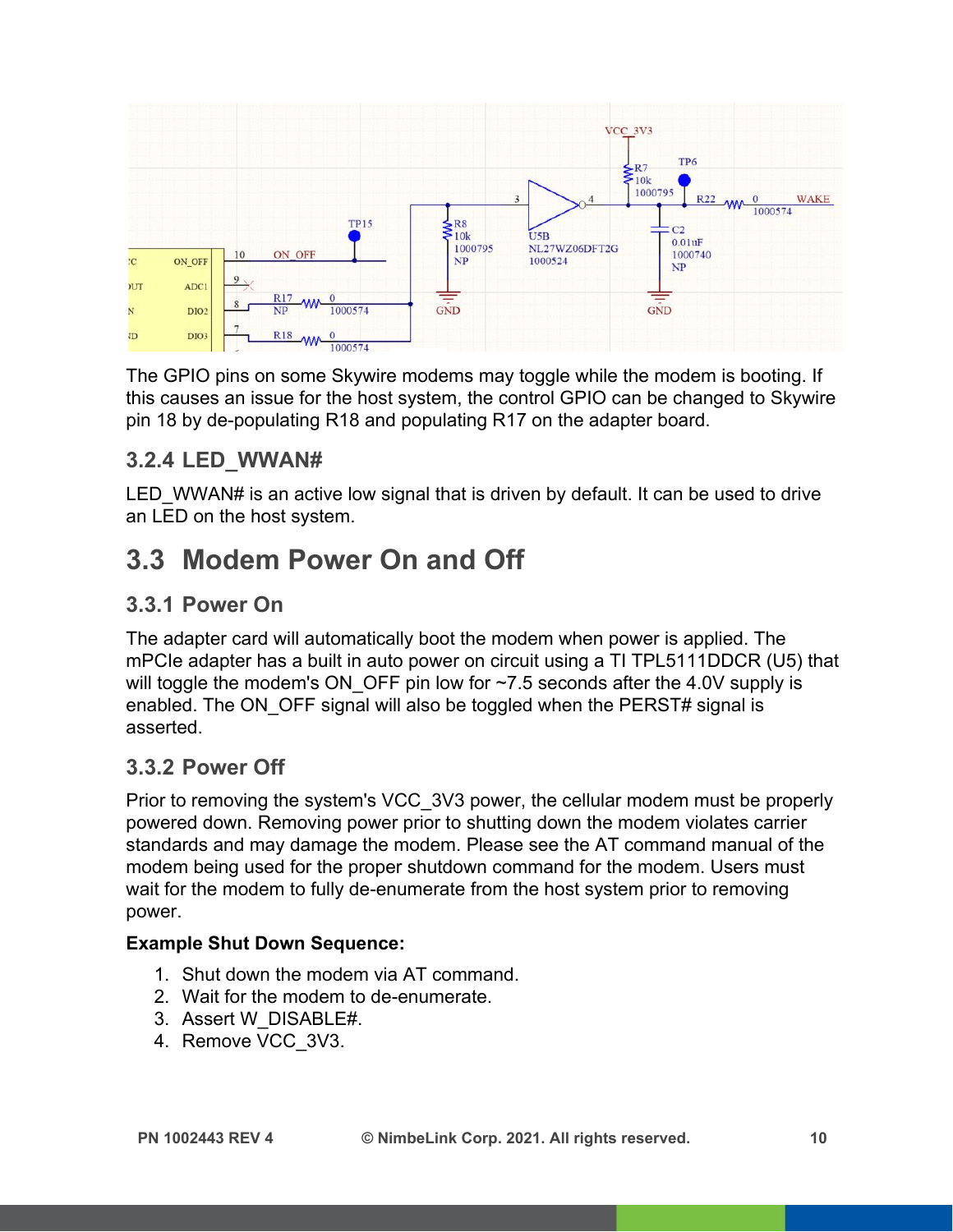The GPIO pins on some Skywire modems may toggle while the modem is booting. If this causes an issue for the host system, the control GPIO can be changed to Skywire pin 18 by de-populating R18 and populating R17 on the adapter board.

### 3.2.4 LED_WWAN#

LED_WWAN# is an active low signal that is driven by default. It can be used to drive an LED on the host system.

## 3.3 Modem Power On and Off

### 3.3.1 Power On

The adapter card will automatically boot the modem when power is applied. The mPCIe adapter has a built in auto power on circuit using a TI TPL5111DDCR (U5) that will toggle the modem's ON_OFF pin low for ~7.5 seconds after the 4.0V supply is enabled. The ON_OFF signal will also be toggled when the PERST# signal is asserted.

### 3.3.2 Power Off

Prior to removing the system's VCC_3V3 power, the cellular modem must be properly powered down. Removing power prior to shutting down the modem violates carrier standards and may damage the modem. Please see the AT command manual of the modem being used for the proper shutdown command for the modem. Users must wait for the modem to fully de-enumerate from the host system prior to removing power.

**Example Shut Down Sequence:**

1. Shut down the modem via AT command.
2. Wait for the modem to de-enumerate.
3. Assert W_DISABLE#.
4. Remove VCC_3V3.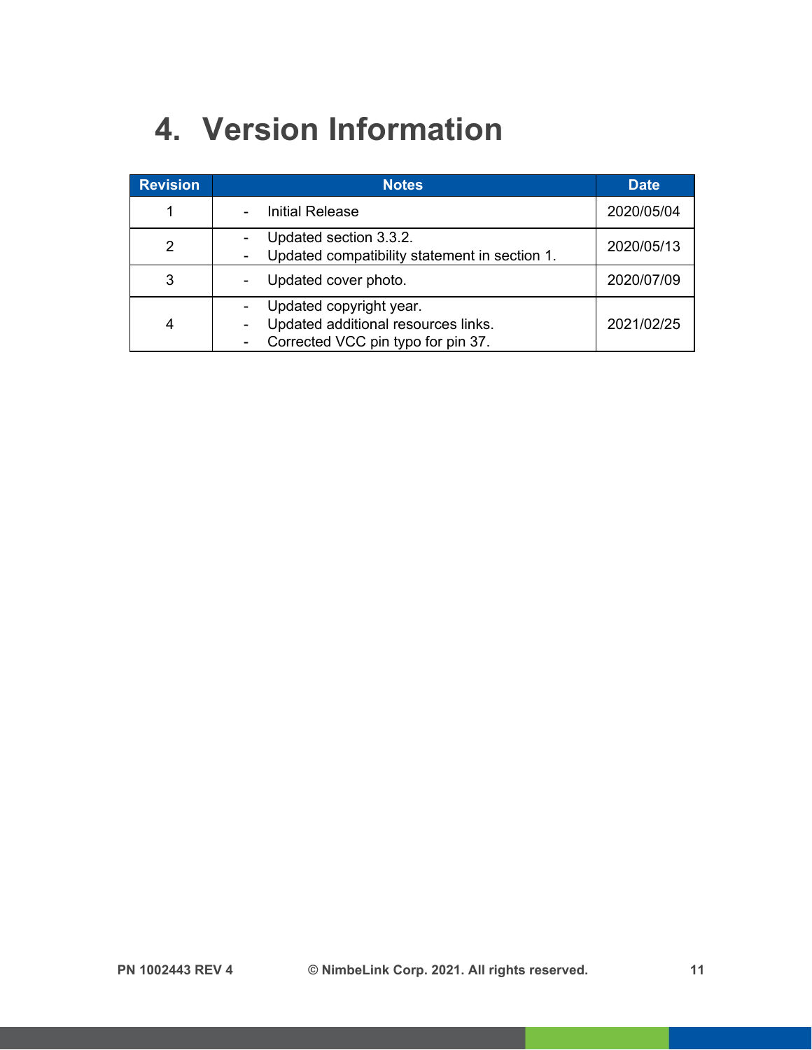# 4. Version Information

| Revision | Notes | Date |
|---|---|---|
| 1 | - Initial Release | 2020/05/04 |
| 2 | - Updated section 3.3.2.<br>- Updated compatibility statement in section 1. | 2020/05/13 |
| 3 | - Updated cover photo. | 2020/07/09 |
| 4 | - Updated copyright year.<br>- Updated additional resources links.<br>- Corrected VCC pin typo for pin 37. | 2021/02/25 |